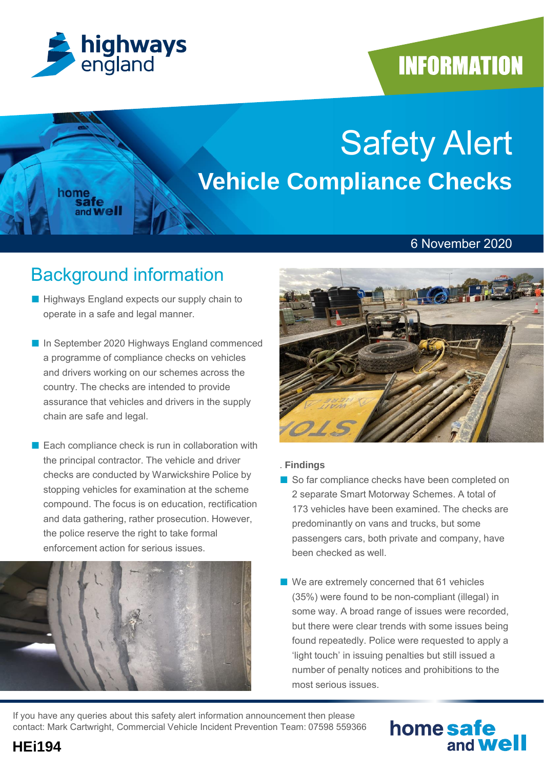INFORMATION

# Safety Alert

## Vehicle Compliance Checks

6 November 2020

## Background information

- Highways England expects our supply chain to operate in a safe and legal manner.
- In September 2020 Highways England commenced a programme of compliance checks on vehicles and drivers working on our schemes across the country. The checks are intended to provide assurance that vehicles and drivers in the supply chain are safe and legal.
- Each compliance check is run in collaboration with the principal contractor. The vehicle and driver checks are conducted by Warwickshire Police by stopping vehicles for examination at the scheme compound. The focus is on education, rectification and data gathering, rather prosecution. However, the police reserve the right to take formal enforcement action for serious issues.

. **Findings**

- So far compliance checks have been completed on 2 separate Smart Motorway Schemes. A total of 173 vehicles have been examined. The checks are predominantly on vans and trucks, but some passengers cars, both private and company, have been checked as well.
- We are extremely concerned that 61 vehicles (35%) were found to be non-compliant (illegal) in some way. A broad range of issues were recorded, but there were clear trends with some issues being found repeatedly. Police were requested to apply a 'light touch' in issuing penalties but still issued a number of penalty notices and prohibitions to the most serious issues.

If you have any queries about this safety alert information announcement then please contact: Mark Cartwright, Commercial Vehicle Incident Prevention Team: 07598 559366

**HEi194**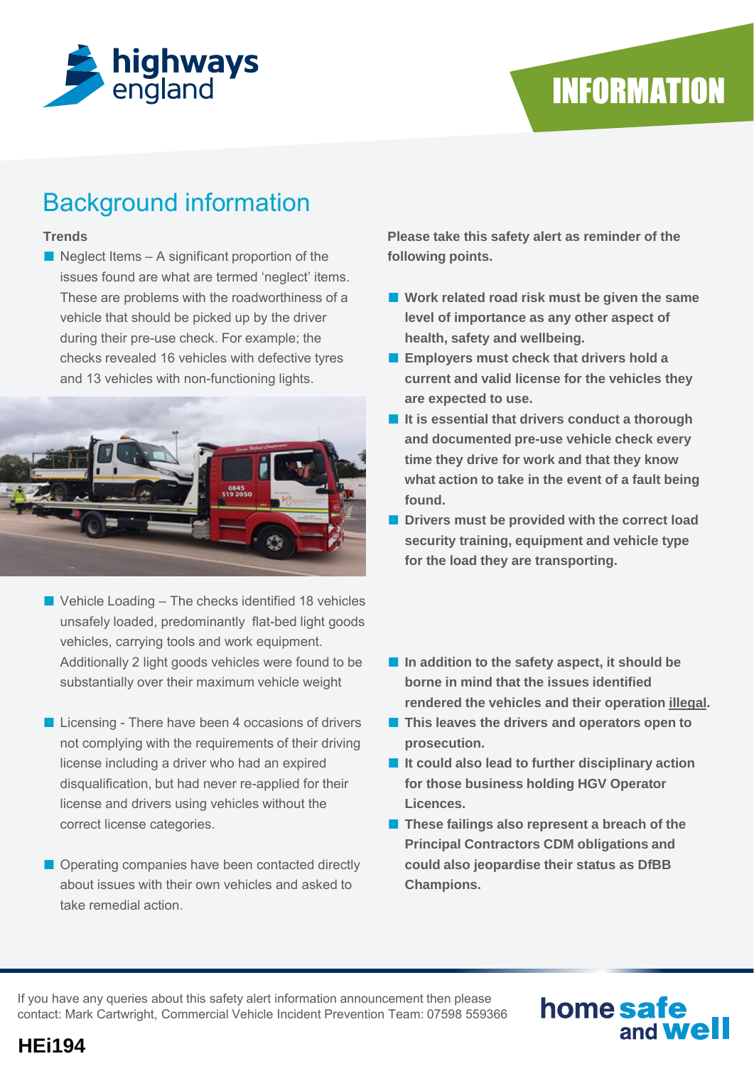# INFORMATION

## Background information

**Trends**

- Neglect Items – A significant proportion of the issues found are what are termed 'neglect' items. These are problems with the roadworthiness of a vehicle that should be picked up by the driver during their pre-use check. For example; the checks revealed 16 vehicles with defective tyres and 13 vehicles with non-functioning lights.
- Vehicle Loading – The checks identified 18 vehicles unsafely loaded, predominantly flat-bed light goods vehicles, carrying tools and work equipment. Additionally 2 light goods vehicles were found to be substantially over their maximum vehicle weight
- Licensing - There have been 4 occasions of drivers not complying with the requirements of their driving license including a driver who had an expired disqualification, but had never re-applied for their license and drivers using vehicles without the correct license categories.
- Operating companies have been contacted directly about issues with their own vehicles and asked to take remedial action.

**Please take this safety alert as reminder of the following points.**

- **Work related road risk must be given the same level of importance as any other aspect of health, safety and wellbeing.**
- **Employers must check that drivers hold a current and valid license for the vehicles they are expected to use.**
- **It is essential that drivers conduct a thorough and documented pre-use vehicle check every time they drive for work and that they know what action to take in the event of a fault being found.**
- **Drivers must be provided with the correct load security training, equipment and vehicle type for the load they are transporting.**

- **In addition to the safety aspect, it should be borne in mind that the issues identified rendered the vehicles and their operation illegal.**
- **This leaves the drivers and operators open to prosecution.**
- **It could also lead to further disciplinary action for those business holding HGV Operator Licences.**
- **These failings also represent a breach of the Principal Contractors CDM obligations and could also jeopardise their status as DfBB Champions.**

If you have any queries about this safety alert information announcement then please contact: Mark Cartwright, Commercial Vehicle Incident Prevention Team: 07598 559366

**HEi194**